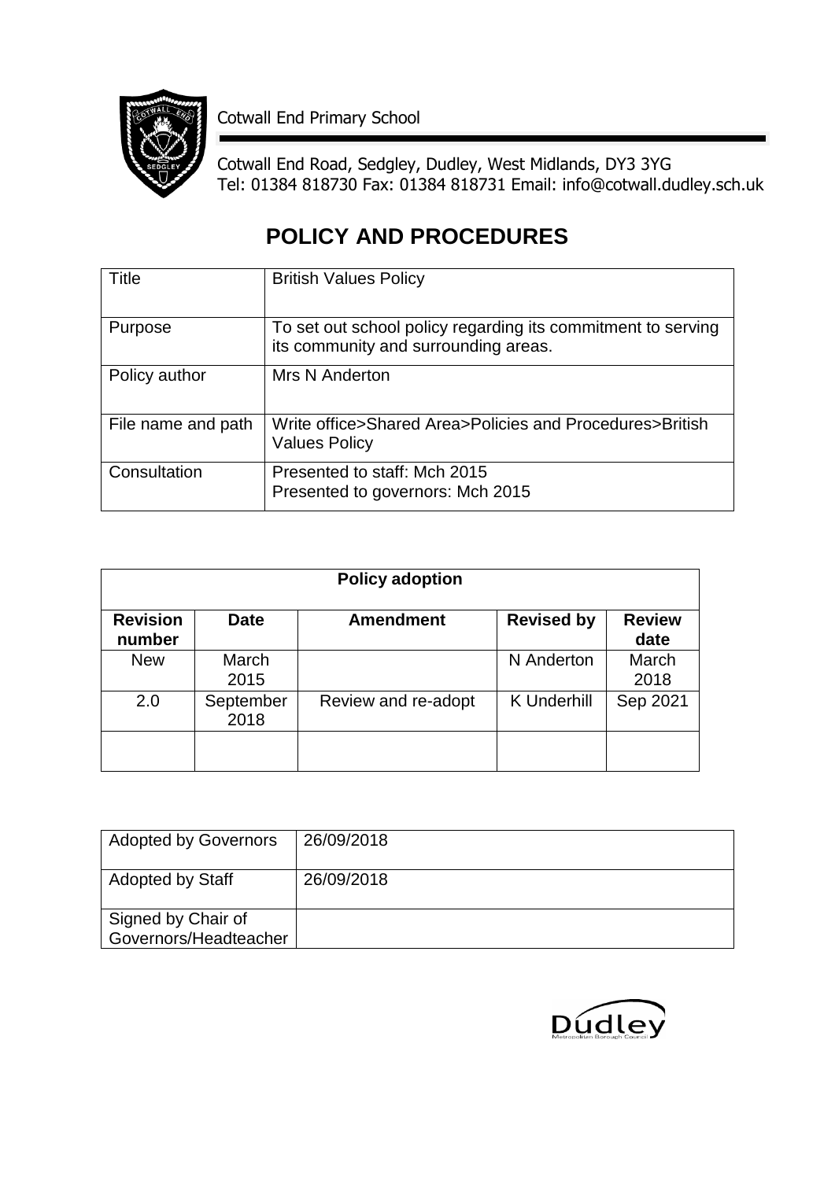Cotwall End Primary School

Cotwall End Road, Sedgley, Dudley, West Midlands, DY3 3YG
Tel: 01384 818730 Fax: 01384 818731 Email: info@cotwall.dudley.sch.uk

# POLICY AND PROCEDURES

| Title | British Values Policy |
|---|---|
| Purpose | To set out school policy regarding its commitment to serving its community and surrounding areas. |
| Policy author | Mrs N Anderton |
| File name and path | Write office>Shared Area>Policies and Procedures>British Values Policy |
| Consultation | Presented to staff: Mch 2015<br>Presented to governors: Mch 2015 |

| Policy adoption | | | | |
|---|---|---|---|---|
| **Revision number** | **Date** | **Amendment** | **Revised by** | **Review date** |
| New | March 2015 | | N Anderton | March 2018 |
| 2.0 | September 2018 | Review and re-adopt | K Underhill | Sep 2021 |
| | | | | |

| Adopted by Governors | 26/09/2018 |
|---|---|
| Adopted by Staff | 26/09/2018 |
| Signed by Chair of Governors/Headteacher | |

Dudley
Metropolitan Borough Council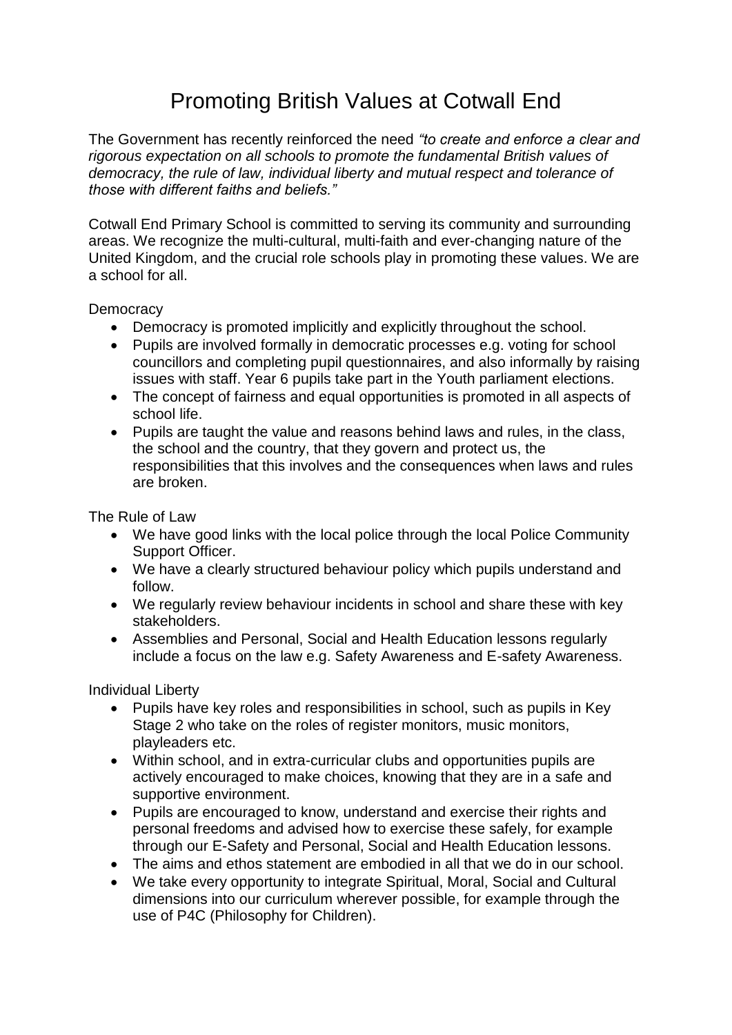# Promoting British Values at Cotwall End

The Government has recently reinforced the need *"to create and enforce a clear and rigorous expectation on all schools to promote the fundamental British values of democracy, the rule of law, individual liberty and mutual respect and tolerance of those with different faiths and beliefs."*

Cotwall End Primary School is committed to serving its community and surrounding areas. We recognize the multi-cultural, multi-faith and ever-changing nature of the United Kingdom, and the crucial role schools play in promoting these values. We are a school for all.

Democracy

- Democracy is promoted implicitly and explicitly throughout the school.
- Pupils are involved formally in democratic processes e.g. voting for school councillors and completing pupil questionnaires, and also informally by raising issues with staff. Year 6 pupils take part in the Youth parliament elections.
- The concept of fairness and equal opportunities is promoted in all aspects of school life.
- Pupils are taught the value and reasons behind laws and rules, in the class, the school and the country, that they govern and protect us, the responsibilities that this involves and the consequences when laws and rules are broken.

The Rule of Law

- We have good links with the local police through the local Police Community Support Officer.
- We have a clearly structured behaviour policy which pupils understand and follow.
- We regularly review behaviour incidents in school and share these with key stakeholders.
- Assemblies and Personal, Social and Health Education lessons regularly include a focus on the law e.g. Safety Awareness and E-safety Awareness.

Individual Liberty

- Pupils have key roles and responsibilities in school, such as pupils in Key Stage 2 who take on the roles of register monitors, music monitors, playleaders etc.
- Within school, and in extra-curricular clubs and opportunities pupils are actively encouraged to make choices, knowing that they are in a safe and supportive environment.
- Pupils are encouraged to know, understand and exercise their rights and personal freedoms and advised how to exercise these safely, for example through our E-Safety and Personal, Social and Health Education lessons.
- The aims and ethos statement are embodied in all that we do in our school.
- We take every opportunity to integrate Spiritual, Moral, Social and Cultural dimensions into our curriculum wherever possible, for example through the use of P4C (Philosophy for Children).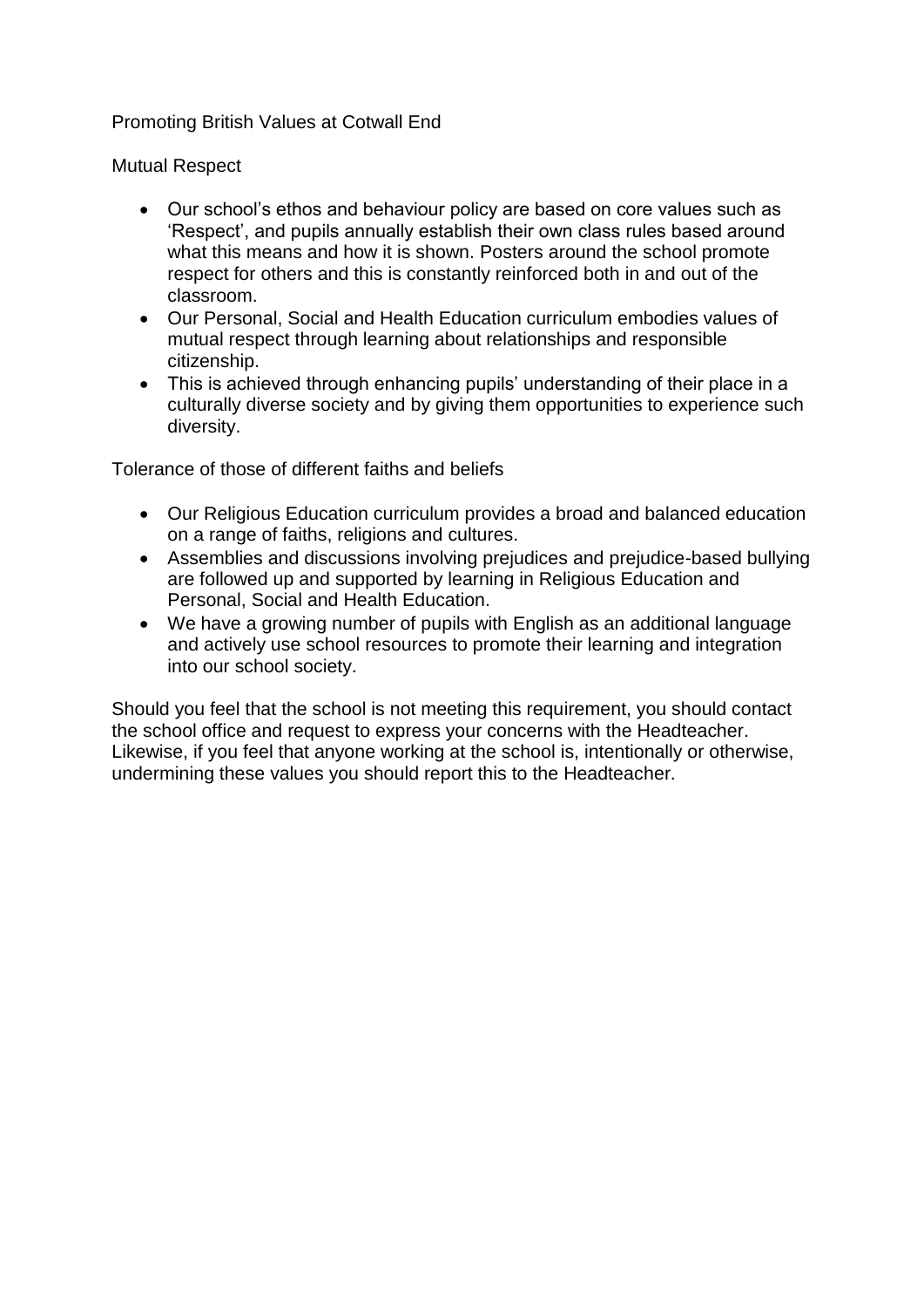# Promoting British Values at Cotwall End

## Mutual Respect

- Our school's ethos and behaviour policy are based on core values such as 'Respect', and pupils annually establish their own class rules based around what this means and how it is shown. Posters around the school promote respect for others and this is constantly reinforced both in and out of the classroom.
- Our Personal, Social and Health Education curriculum embodies values of mutual respect through learning about relationships and responsible citizenship.
- This is achieved through enhancing pupils' understanding of their place in a culturally diverse society and by giving them opportunities to experience such diversity.

## Tolerance of those of different faiths and beliefs

- Our Religious Education curriculum provides a broad and balanced education on a range of faiths, religions and cultures.
- Assemblies and discussions involving prejudices and prejudice-based bullying are followed up and supported by learning in Religious Education and Personal, Social and Health Education.
- We have a growing number of pupils with English as an additional language and actively use school resources to promote their learning and integration into our school society.

Should you feel that the school is not meeting this requirement, you should contact the school office and request to express your concerns with the Headteacher. Likewise, if you feel that anyone working at the school is, intentionally or otherwise, undermining these values you should report this to the Headteacher.